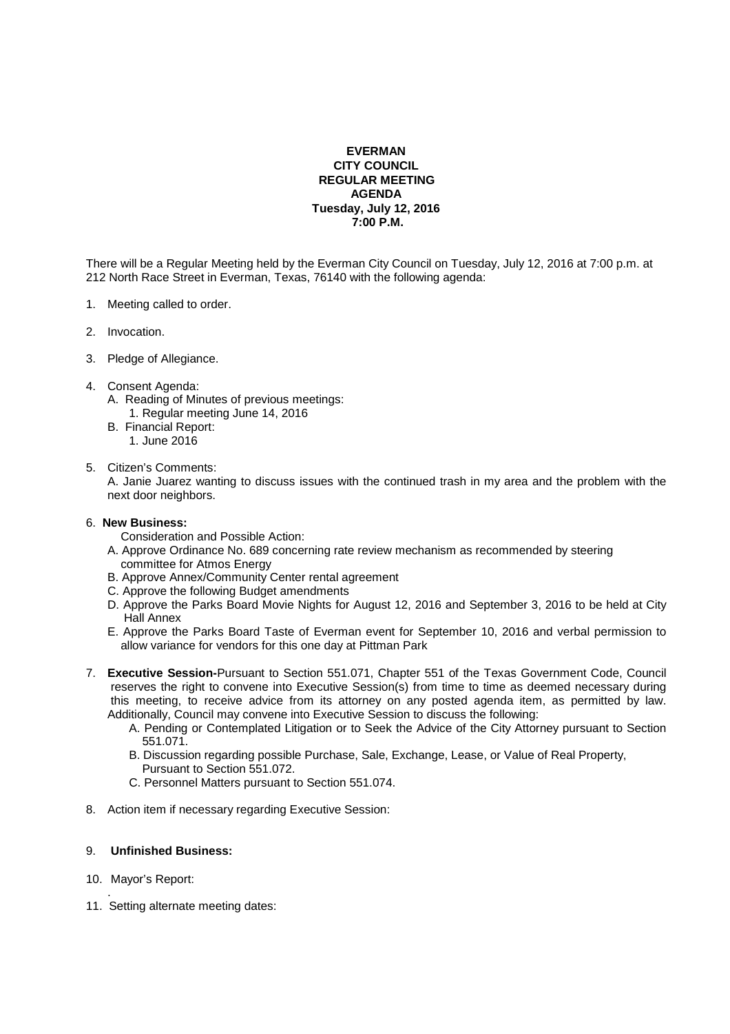**EVERMAN**
**CITY COUNCIL**
**REGULAR MEETING**
**AGENDA**
**Tuesday, July 12, 2016**
**7:00 P.M.**

There will be a Regular Meeting held by the Everman City Council on Tuesday, July 12, 2016 at 7:00 p.m. at 212 North Race Street in Everman, Texas, 76140 with the following agenda:

1. Meeting called to order.

2. Invocation.

3. Pledge of Allegiance.

4. Consent Agenda:
   A. Reading of Minutes of previous meetings:
      1. Regular meeting June 14, 2016
   B. Financial Report:
      1. June 2016

5. Citizen's Comments:
   A. Janie Juarez wanting to discuss issues with the continued trash in my area and the problem with the next door neighbors.

6. **New Business:**
   Consideration and Possible Action:
   A. Approve Ordinance No. 689 concerning rate review mechanism as recommended by steering committee for Atmos Energy
   B. Approve Annex/Community Center rental agreement
   C. Approve the following Budget amendments
   D. Approve the Parks Board Movie Nights for August 12, 2016 and September 3, 2016 to be held at City Hall Annex
   E. Approve the Parks Board Taste of Everman event for September 10, 2016 and verbal permission to allow variance for vendors for this one day at Pittman Park

7. **Executive Session-**Pursuant to Section 551.071, Chapter 551 of the Texas Government Code, Council reserves the right to convene into Executive Session(s) from time to time as deemed necessary during this meeting, to receive advice from its attorney on any posted agenda item, as permitted by law. Additionally, Council may convene into Executive Session to discuss the following:
   A. Pending or Contemplated Litigation or to Seek the Advice of the City Attorney pursuant to Section 551.071.
   B. Discussion regarding possible Purchase, Sale, Exchange, Lease, or Value of Real Property, Pursuant to Section 551.072.
   C. Personnel Matters pursuant to Section 551.074.

8. Action item if necessary regarding Executive Session:

9. **Unfinished Business:**

10. Mayor's Report:

11. Setting alternate meeting dates: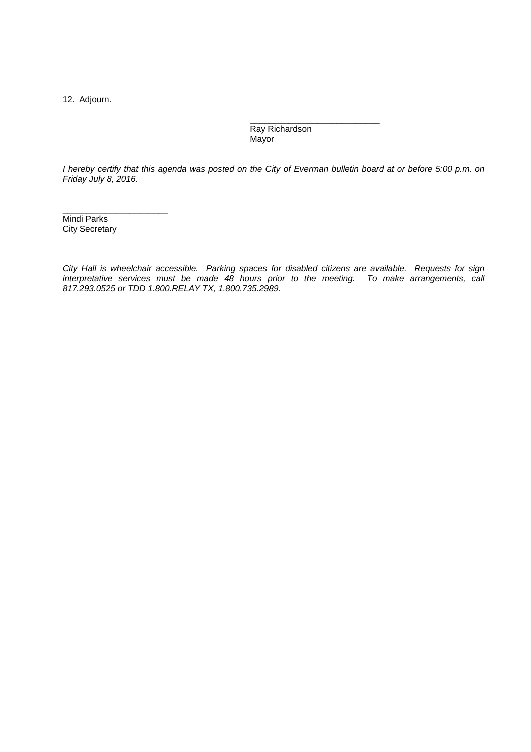12. Adjourn.

\_\_\_\_\_\_\_\_\_\_\_\_\_\_\_\_\_\_\_\_\_\_\_\_\_\_\_\_
Ray Richardson
Mayor

*I hereby certify that this agenda was posted on the City of Everman bulletin board at or before 5:00 p.m. on Friday July 8, 2016.*

\_\_\_\_\_\_\_\_\_\_\_\_\_\_\_\_\_\_\_\_\_\_\_
Mindi Parks
City Secretary

*City Hall is wheelchair accessible. Parking spaces for disabled citizens are available. Requests for sign interpretative services must be made 48 hours prior to the meeting. To make arrangements, call 817.293.0525 or TDD 1.800.RELAY TX, 1.800.735.2989.*